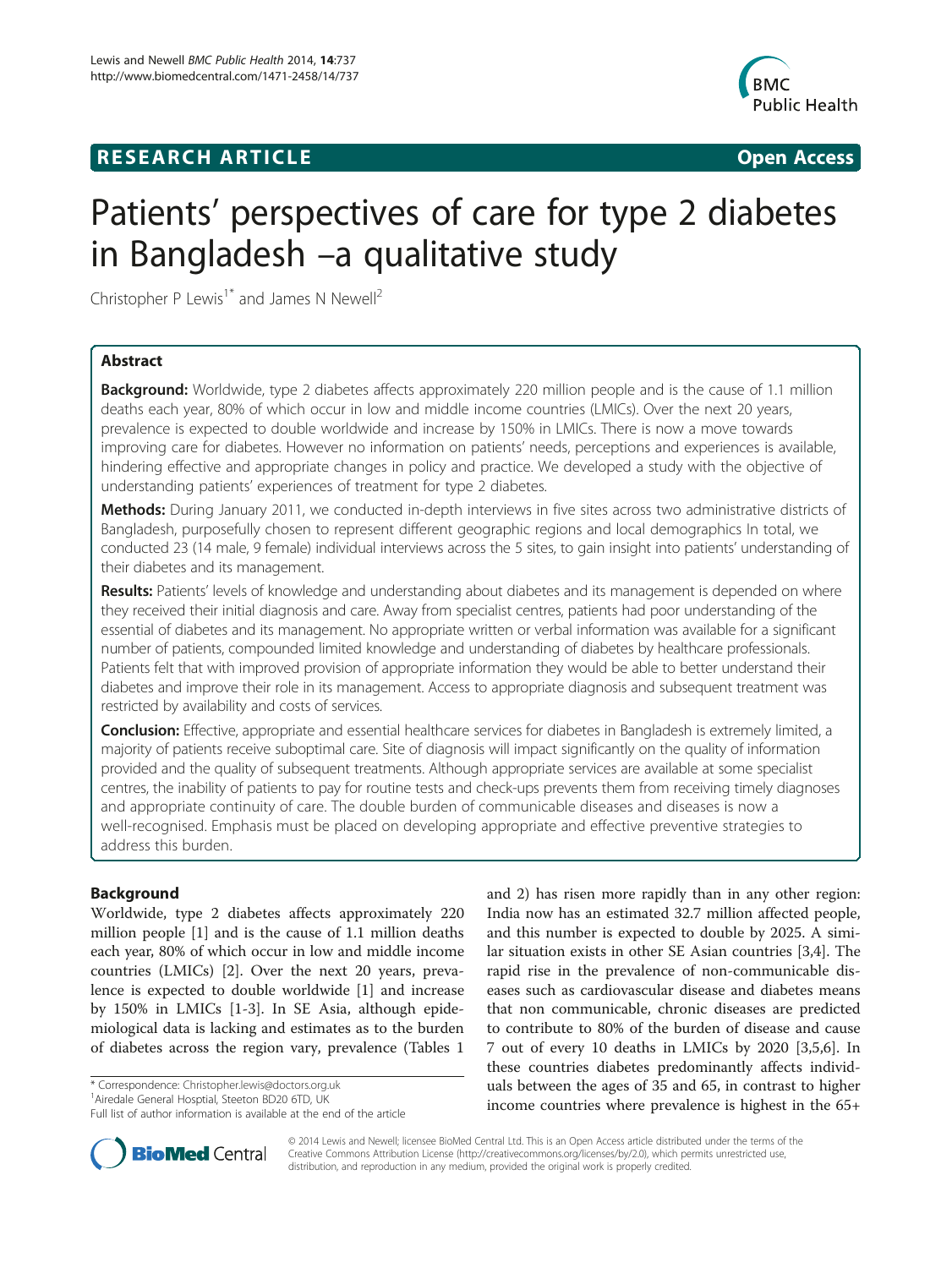**RESEARCH ARTICLE** **Open Access**

# Patients' perspectives of care for type 2 diabetes in Bangladesh –a qualitative study

Christopher P Lewis[1*] and James N Newell[2]

## Abstract

**Background:** Worldwide, type 2 diabetes affects approximately 220 million people and is the cause of 1.1 million deaths each year, 80% of which occur in low and middle income countries (LMICs). Over the next 20 years, prevalence is expected to double worldwide and increase by 150% in LMICs. There is now a move towards improving care for diabetes. However no information on patients' needs, perceptions and experiences is available, hindering effective and appropriate changes in policy and practice. We developed a study with the objective of understanding patients' experiences of treatment for type 2 diabetes.

**Methods:** During January 2011, we conducted in-depth interviews in five sites across two administrative districts of Bangladesh, purposefully chosen to represent different geographic regions and local demographics In total, we conducted 23 (14 male, 9 female) individual interviews across the 5 sites, to gain insight into patients' understanding of their diabetes and its management.

**Results:** Patients' levels of knowledge and understanding about diabetes and its management is depended on where they received their initial diagnosis and care. Away from specialist centres, patients had poor understanding of the essential of diabetes and its management. No appropriate written or verbal information was available for a significant number of patients, compounded limited knowledge and understanding of diabetes by healthcare professionals. Patients felt that with improved provision of appropriate information they would be able to better understand their diabetes and improve their role in its management. Access to appropriate diagnosis and subsequent treatment was restricted by availability and costs of services.

**Conclusion:** Effective, appropriate and essential healthcare services for diabetes in Bangladesh is extremely limited, a majority of patients receive suboptimal care. Site of diagnosis will impact significantly on the quality of information provided and the quality of subsequent treatments. Although appropriate services are available at some specialist centres, the inability of patients to pay for routine tests and check-ups prevents them from receiving timely diagnoses and appropriate continuity of care. The double burden of communicable diseases and diseases is now a well-recognised. Emphasis must be placed on developing appropriate and effective preventive strategies to address this burden.

## Background

Worldwide, type 2 diabetes affects approximately 220 million people [1] and is the cause of 1.1 million deaths each year, 80% of which occur in low and middle income countries (LMICs) [2]. Over the next 20 years, prevalence is expected to double worldwide [1] and increase by 150% in LMICs [1-3]. In SE Asia, although epidemiological data is lacking and estimates as to the burden of diabetes across the region vary, prevalence (Tables 1 and 2) has risen more rapidly than in any other region: India now has an estimated 32.7 million affected people, and this number is expected to double by 2025. A similar situation exists in other SE Asian countries [3,4]. The rapid rise in the prevalence of non-communicable diseases such as cardiovascular disease and diabetes means that non communicable, chronic diseases are predicted to contribute to 80% of the burden of disease and cause 7 out of every 10 deaths in LMICs by 2020 [3,5,6]. In these countries diabetes predominantly affects individuals between the ages of 35 and 65, in contrast to higher income countries where prevalence is highest in the 65+

\* Correspondence: Christopher.lewis@doctors.org.uk
[1]Airedale General Hosptial, Steeton BD20 6TD, UK
Full list of author information is available at the end of the article

© 2014 Lewis and Newell; licensee BioMed Central Ltd. This is an Open Access article distributed under the terms of the Creative Commons Attribution License (http://creativecommons.org/licenses/by/2.0), which permits unrestricted use, distribution, and reproduction in any medium, provided the original work is properly credited.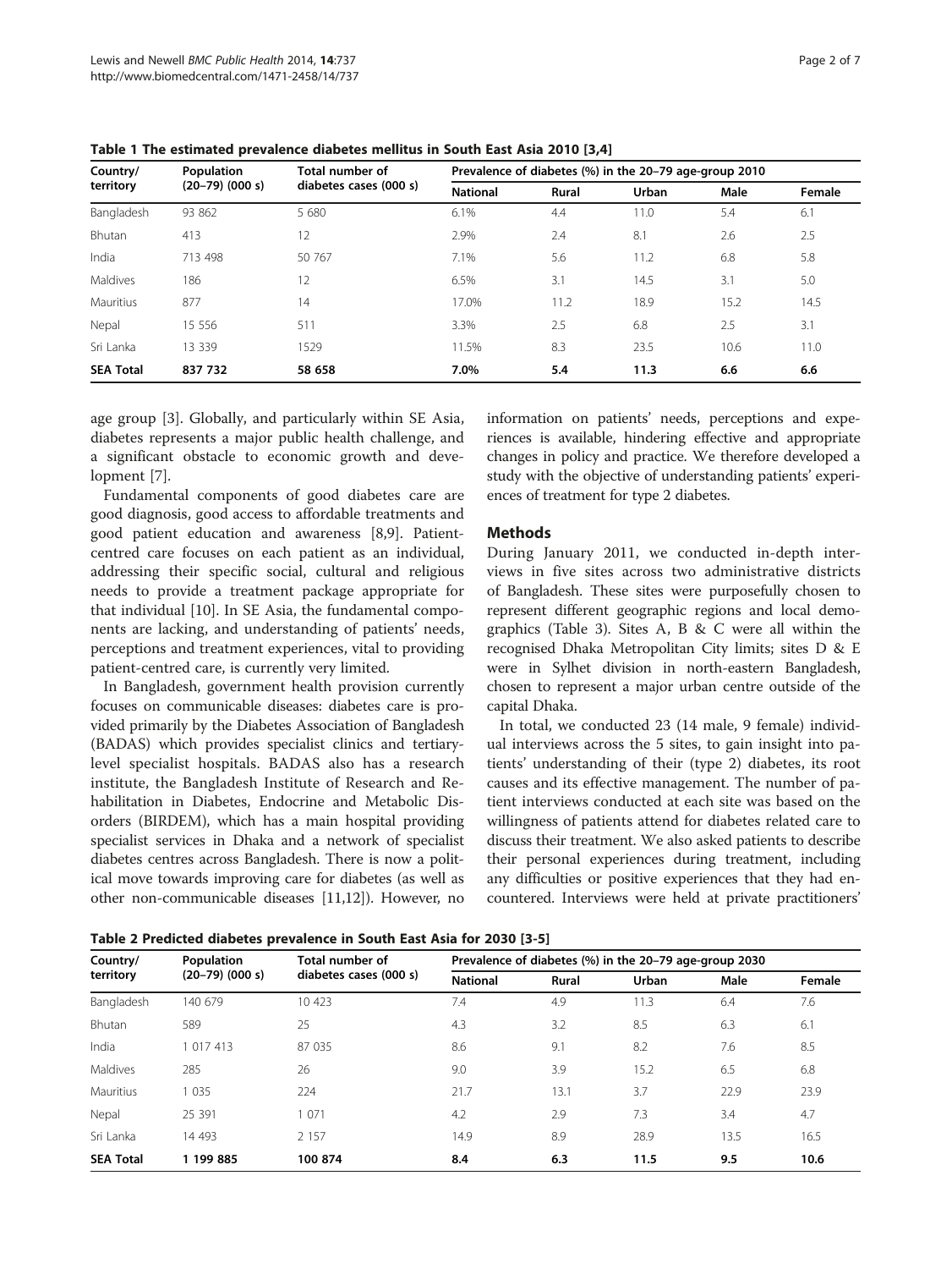**Table 1 The estimated prevalence diabetes mellitus in South East Asia 2010 [3,4]**

| Country/ territory | Population (20–79) (000 s) | Total number of diabetes cases (000 s) | Prevalence of diabetes (%) in the 20–79 age-group 2010 | | | | |
|---|---|---|---|---|---|---|---|
| | | | National | Rural | Urban | Male | Female |
| Bangladesh | 93 862 | 5 680 | 6.1% | 4.4 | 11.0 | 5.4 | 6.1 |
| Bhutan | 413 | 12 | 2.9% | 2.4 | 8.1 | 2.6 | 2.5 |
| India | 713 498 | 50 767 | 7.1% | 5.6 | 11.2 | 6.8 | 5.8 |
| Maldives | 186 | 12 | 6.5% | 3.1 | 14.5 | 3.1 | 5.0 |
| Mauritius | 877 | 14 | 17.0% | 11.2 | 18.9 | 15.2 | 14.5 |
| Nepal | 15 556 | 511 | 3.3% | 2.5 | 6.8 | 2.5 | 3.1 |
| Sri Lanka | 13 339 | 1529 | 11.5% | 8.3 | 23.5 | 10.6 | 11.0 |
| **SEA Total** | **837 732** | **58 658** | **7.0%** | **5.4** | **11.3** | **6.6** | **6.6** |

age group [3]. Globally, and particularly within SE Asia, diabetes represents a major public health challenge, and a significant obstacle to economic growth and development [7].

Fundamental components of good diabetes care are good diagnosis, good access to affordable treatments and good patient education and awareness [8,9]. Patient-centred care focuses on each patient as an individual, addressing their specific social, cultural and religious needs to provide a treatment package appropriate for that individual [10]. In SE Asia, the fundamental components are lacking, and understanding of patients' needs, perceptions and treatment experiences, vital to providing patient-centred care, is currently very limited.

In Bangladesh, government health provision currently focuses on communicable diseases: diabetes care is provided primarily by the Diabetes Association of Bangladesh (BADAS) which provides specialist clinics and tertiary-level specialist hospitals. BADAS also has a research institute, the Bangladesh Institute of Research and Rehabilitation in Diabetes, Endocrine and Metabolic Disorders (BIRDEM), which has a main hospital providing specialist services in Dhaka and a network of specialist diabetes centres across Bangladesh. There is now a political move towards improving care for diabetes (as well as other non-communicable diseases [11,12]). However, no information on patients' needs, perceptions and experiences is available, hindering effective and appropriate changes in policy and practice. We therefore developed a study with the objective of understanding patients' experiences of treatment for type 2 diabetes.

## Methods

During January 2011, we conducted in-depth interviews in five sites across two administrative districts of Bangladesh. These sites were purposefully chosen to represent different geographic regions and local demographics (Table 3). Sites A, B & C were all within the recognised Dhaka Metropolitan City limits; sites D & E were in Sylhet division in north-eastern Bangladesh, chosen to represent a major urban centre outside of the capital Dhaka.

In total, we conducted 23 (14 male, 9 female) individual interviews across the 5 sites, to gain insight into patients' understanding of their (type 2) diabetes, its root causes and its effective management. The number of patient interviews conducted at each site was based on the willingness of patients attend for diabetes related care to discuss their treatment. We also asked patients to describe their personal experiences during treatment, including any difficulties or positive experiences that they had encountered. Interviews were held at private practitioners'

**Table 2 Predicted diabetes prevalence in South East Asia for 2030 [3-5]**

| Country/ territory | Population (20–79) (000 s) | Total number of diabetes cases (000 s) | Prevalence of diabetes (%) in the 20–79 age-group 2030 | | | | |
|---|---|---|---|---|---|---|---|
| | | | National | Rural | Urban | Male | Female |
| Bangladesh | 140 679 | 10 423 | 7.4 | 4.9 | 11.3 | 6.4 | 7.6 |
| Bhutan | 589 | 25 | 4.3 | 3.2 | 8.5 | 6.3 | 6.1 |
| India | 1 017 413 | 87 035 | 8.6 | 9.1 | 8.2 | 7.6 | 8.5 |
| Maldives | 285 | 26 | 9.0 | 3.9 | 15.2 | 6.5 | 6.8 |
| Mauritius | 1 035 | 224 | 21.7 | 13.1 | 3.7 | 22.9 | 23.9 |
| Nepal | 25 391 | 1 071 | 4.2 | 2.9 | 7.3 | 3.4 | 4.7 |
| Sri Lanka | 14 493 | 2 157 | 14.9 | 8.9 | 28.9 | 13.5 | 16.5 |
| **SEA Total** | **1 199 885** | **100 874** | **8.4** | **6.3** | **11.5** | **9.5** | **10.6** |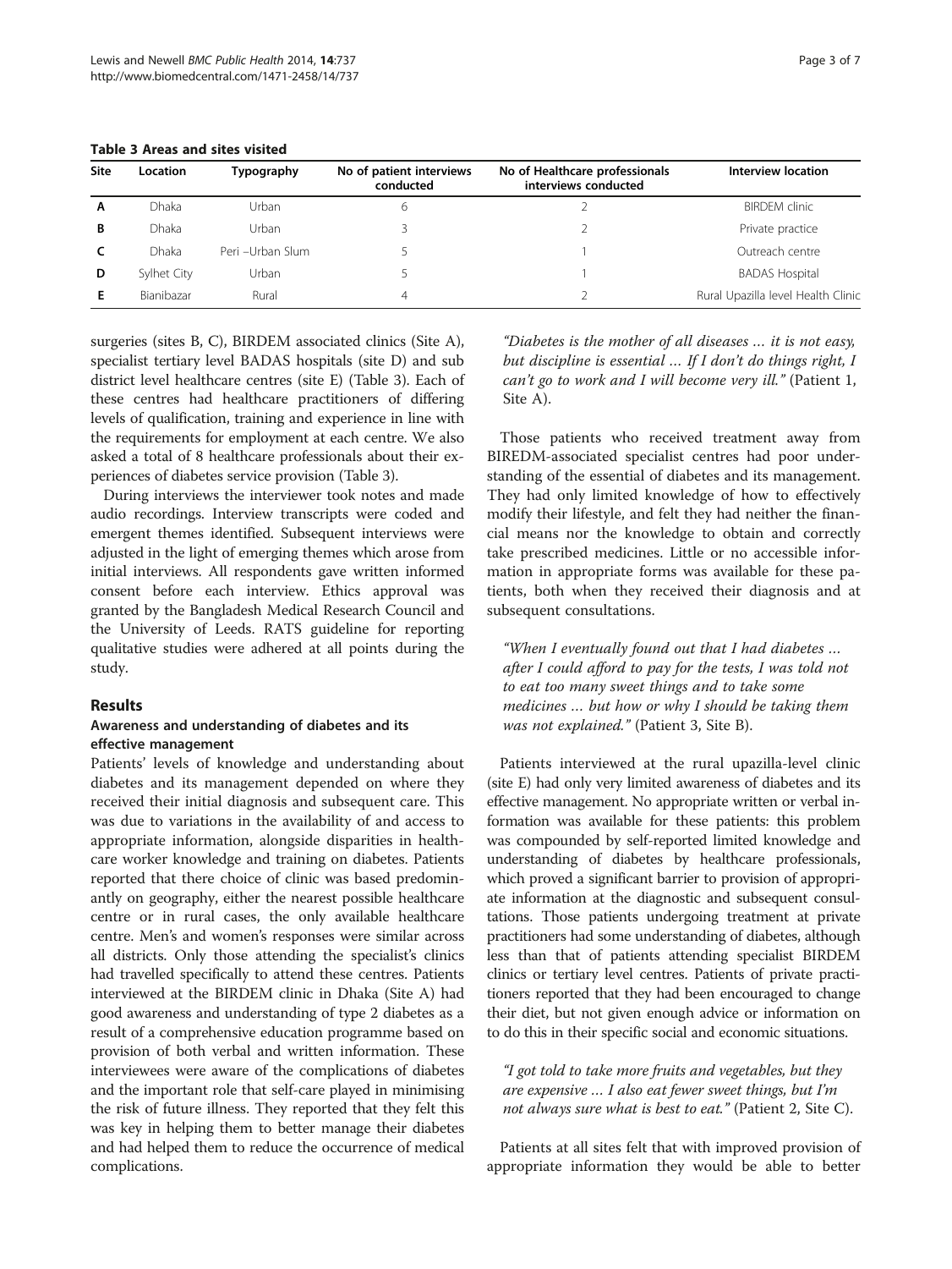**Table 3 Areas and sites visited**

| Site | Location | Typography | No of patient interviews conducted | No of Healthcare professionals interviews conducted | Interview location |
|---|---|---|---|---|---|
| A | Dhaka | Urban | 6 | 2 | BIRDEM clinic |
| B | Dhaka | Urban | 3 | 2 | Private practice |
| C | Dhaka | Peri –Urban Slum | 5 | 1 | Outreach centre |
| D | Sylhet City | Urban | 5 | 1 | BADAS Hospital |
| E | Bianibazar | Rural | 4 | 2 | Rural Upazilla level Health Clinic |

surgeries (sites B, C), BIRDEM associated clinics (Site A), specialist tertiary level BADAS hospitals (site D) and sub district level healthcare centres (site E) (Table 3). Each of these centres had healthcare practitioners of differing levels of qualification, training and experience in line with the requirements for employment at each centre. We also asked a total of 8 healthcare professionals about their experiences of diabetes service provision (Table 3).

During interviews the interviewer took notes and made audio recordings. Interview transcripts were coded and emergent themes identified. Subsequent interviews were adjusted in the light of emerging themes which arose from initial interviews. All respondents gave written informed consent before each interview. Ethics approval was granted by the Bangladesh Medical Research Council and the University of Leeds. RATS guideline for reporting qualitative studies were adhered at all points during the study.

## Results

### Awareness and understanding of diabetes and its effective management

Patients' levels of knowledge and understanding about diabetes and its management depended on where they received their initial diagnosis and subsequent care. This was due to variations in the availability of and access to appropriate information, alongside disparities in healthcare worker knowledge and training on diabetes. Patients reported that there choice of clinic was based predominantly on geography, either the nearest possible healthcare centre or in rural cases, the only available healthcare centre. Men's and women's responses were similar across all districts. Only those attending the specialist's clinics had travelled specifically to attend these centres. Patients interviewed at the BIRDEM clinic in Dhaka (Site A) had good awareness and understanding of type 2 diabetes as a result of a comprehensive education programme based on provision of both verbal and written information. These interviewees were aware of the complications of diabetes and the important role that self-care played in minimising the risk of future illness. They reported that they felt this was key in helping them to better manage their diabetes and had helped them to reduce the occurrence of medical complications.

> *"Diabetes is the mother of all diseases … it is not easy, but discipline is essential … If I don't do things right, I can't go to work and I will become very ill."* (Patient 1, Site A).

Those patients who received treatment away from BIREDM-associated specialist centres had poor understanding of the essential of diabetes and its management. They had only limited knowledge of how to effectively modify their lifestyle, and felt they had neither the financial means nor the knowledge to obtain and correctly take prescribed medicines. Little or no accessible information in appropriate forms was available for these patients, both when they received their diagnosis and at subsequent consultations.

> *"When I eventually found out that I had diabetes … after I could afford to pay for the tests, I was told not to eat too many sweet things and to take some medicines … but how or why I should be taking them was not explained."* (Patient 3, Site B).

Patients interviewed at the rural upazilla-level clinic (site E) had only very limited awareness of diabetes and its effective management. No appropriate written or verbal information was available for these patients: this problem was compounded by self-reported limited knowledge and understanding of diabetes by healthcare professionals, which proved a significant barrier to provision of appropriate information at the diagnostic and subsequent consultations. Those patients undergoing treatment at private practitioners had some understanding of diabetes, although less than that of patients attending specialist BIRDEM clinics or tertiary level centres. Patients of private practitioners reported that they had been encouraged to change their diet, but not given enough advice or information on to do this in their specific social and economic situations.

> *"I got told to take more fruits and vegetables, but they are expensive … I also eat fewer sweet things, but I'm not always sure what is best to eat."* (Patient 2, Site C).

Patients at all sites felt that with improved provision of appropriate information they would be able to better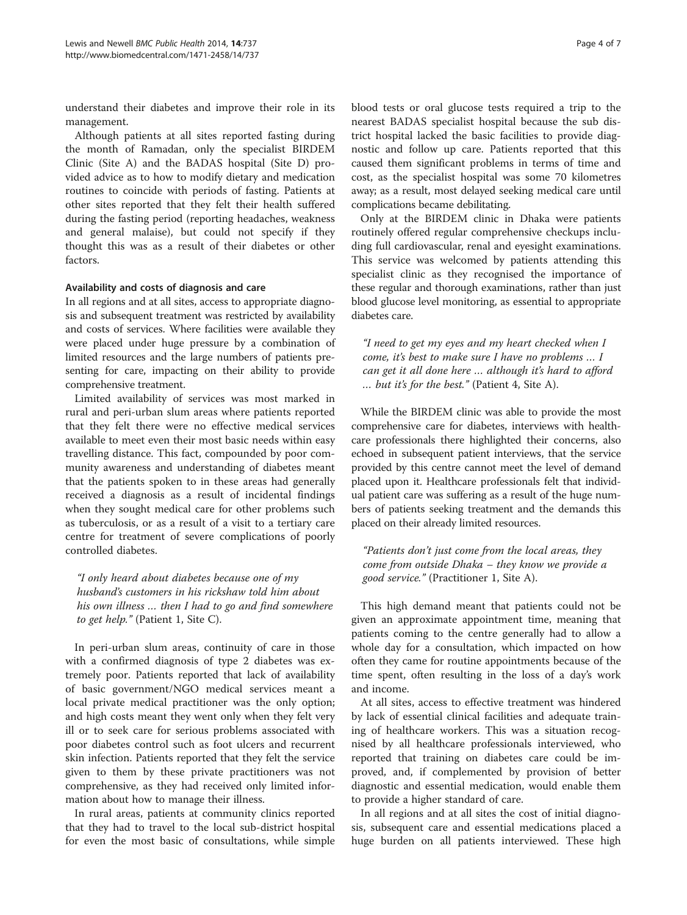understand their diabetes and improve their role in its management.

Although patients at all sites reported fasting during the month of Ramadan, only the specialist BIRDEM Clinic (Site A) and the BADAS hospital (Site D) provided advice as to how to modify dietary and medication routines to coincide with periods of fasting. Patients at other sites reported that they felt their health suffered during the fasting period (reporting headaches, weakness and general malaise), but could not specify if they thought this was as a result of their diabetes or other factors.

#### Availability and costs of diagnosis and care

In all regions and at all sites, access to appropriate diagnosis and subsequent treatment was restricted by availability and costs of services. Where facilities were available they were placed under huge pressure by a combination of limited resources and the large numbers of patients presenting for care, impacting on their ability to provide comprehensive treatment.

Limited availability of services was most marked in rural and peri-urban slum areas where patients reported that they felt there were no effective medical services available to meet even their most basic needs within easy travelling distance. This fact, compounded by poor community awareness and understanding of diabetes meant that the patients spoken to in these areas had generally received a diagnosis as a result of incidental findings when they sought medical care for other problems such as tuberculosis, or as a result of a visit to a tertiary care centre for treatment of severe complications of poorly controlled diabetes.

> *"I only heard about diabetes because one of my husband's customers in his rickshaw told him about his own illness … then I had to go and find somewhere to get help."* (Patient 1, Site C).

In peri-urban slum areas, continuity of care in those with a confirmed diagnosis of type 2 diabetes was extremely poor. Patients reported that lack of availability of basic government/NGO medical services meant a local private medical practitioner was the only option; and high costs meant they went only when they felt very ill or to seek care for serious problems associated with poor diabetes control such as foot ulcers and recurrent skin infection. Patients reported that they felt the service given to them by these private practitioners was not comprehensive, as they had received only limited information about how to manage their illness.

In rural areas, patients at community clinics reported that they had to travel to the local sub-district hospital for even the most basic of consultations, while simple blood tests or oral glucose tests required a trip to the nearest BADAS specialist hospital because the sub district hospital lacked the basic facilities to provide diagnostic and follow up care. Patients reported that this caused them significant problems in terms of time and cost, as the specialist hospital was some 70 kilometres away; as a result, most delayed seeking medical care until complications became debilitating.

Only at the BIRDEM clinic in Dhaka were patients routinely offered regular comprehensive checkups including full cardiovascular, renal and eyesight examinations. This service was welcomed by patients attending this specialist clinic as they recognised the importance of these regular and thorough examinations, rather than just blood glucose level monitoring, as essential to appropriate diabetes care.

> *"I need to get my eyes and my heart checked when I come, it's best to make sure I have no problems … I can get it all done here … although it's hard to afford … but it's for the best."* (Patient 4, Site A).

While the BIRDEM clinic was able to provide the most comprehensive care for diabetes, interviews with healthcare professionals there highlighted their concerns, also echoed in subsequent patient interviews, that the service provided by this centre cannot meet the level of demand placed upon it. Healthcare professionals felt that individual patient care was suffering as a result of the huge numbers of patients seeking treatment and the demands this placed on their already limited resources.

> *"Patients don't just come from the local areas, they come from outside Dhaka – they know we provide a good service."* (Practitioner 1, Site A).

This high demand meant that patients could not be given an approximate appointment time, meaning that patients coming to the centre generally had to allow a whole day for a consultation, which impacted on how often they came for routine appointments because of the time spent, often resulting in the loss of a day's work and income.

At all sites, access to effective treatment was hindered by lack of essential clinical facilities and adequate training of healthcare workers. This was a situation recognised by all healthcare professionals interviewed, who reported that training on diabetes care could be improved, and, if complemented by provision of better diagnostic and essential medication, would enable them to provide a higher standard of care.

In all regions and at all sites the cost of initial diagnosis, subsequent care and essential medications placed a huge burden on all patients interviewed. These high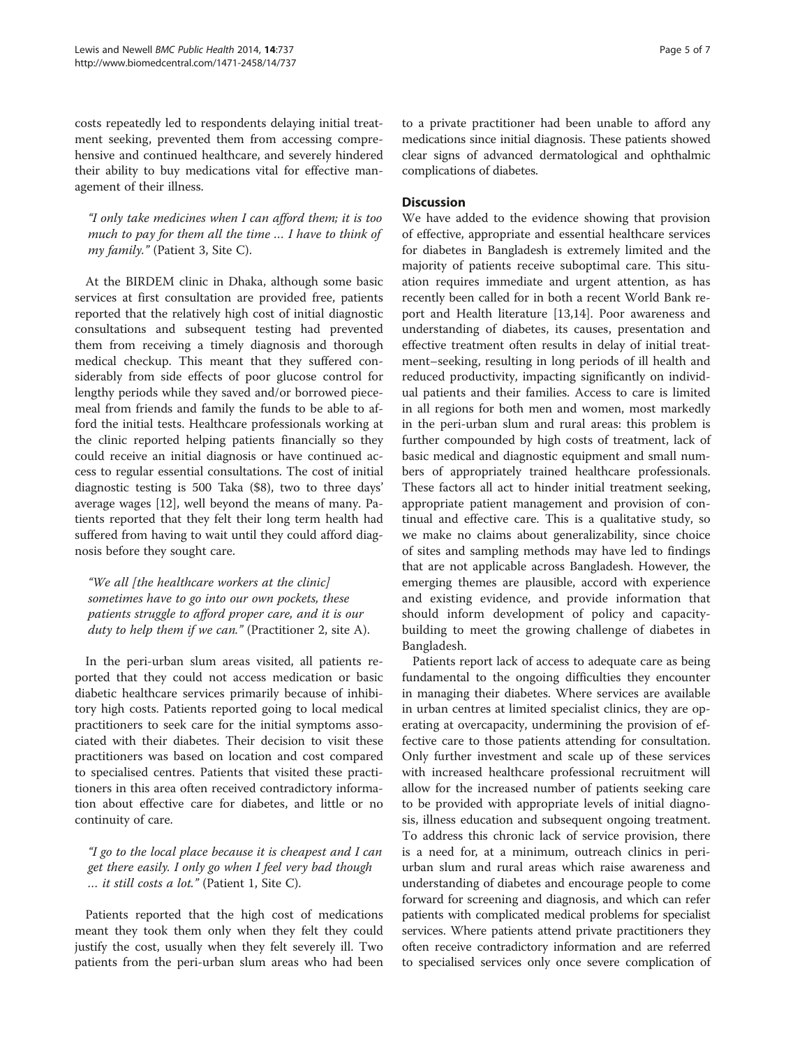costs repeatedly led to respondents delaying initial treatment seeking, prevented them from accessing comprehensive and continued healthcare, and severely hindered their ability to buy medications vital for effective management of their illness.

> *"I only take medicines when I can afford them; it is too much to pay for them all the time … I have to think of my family."* (Patient 3, Site C).

At the BIRDEM clinic in Dhaka, although some basic services at first consultation are provided free, patients reported that the relatively high cost of initial diagnostic consultations and subsequent testing had prevented them from receiving a timely diagnosis and thorough medical checkup. This meant that they suffered considerably from side effects of poor glucose control for lengthy periods while they saved and/or borrowed piecemeal from friends and family the funds to be able to afford the initial tests. Healthcare professionals working at the clinic reported helping patients financially so they could receive an initial diagnosis or have continued access to regular essential consultations. The cost of initial diagnostic testing is 500 Taka ($8), two to three days' average wages [12], well beyond the means of many. Patients reported that they felt their long term health had suffered from having to wait until they could afford diagnosis before they sought care.

> *"We all [the healthcare workers at the clinic] sometimes have to go into our own pockets, these patients struggle to afford proper care, and it is our duty to help them if we can."* (Practitioner 2, site A).

In the peri-urban slum areas visited, all patients reported that they could not access medication or basic diabetic healthcare services primarily because of inhibitory high costs. Patients reported going to local medical practitioners to seek care for the initial symptoms associated with their diabetes. Their decision to visit these practitioners was based on location and cost compared to specialised centres. Patients that visited these practitioners in this area often received contradictory information about effective care for diabetes, and little or no continuity of care.

> *"I go to the local place because it is cheapest and I can get there easily. I only go when I feel very bad though … it still costs a lot."* (Patient 1, Site C).

Patients reported that the high cost of medications meant they took them only when they felt they could justify the cost, usually when they felt severely ill. Two patients from the peri-urban slum areas who had been to a private practitioner had been unable to afford any medications since initial diagnosis. These patients showed clear signs of advanced dermatological and ophthalmic complications of diabetes.

## Discussion

We have added to the evidence showing that provision of effective, appropriate and essential healthcare services for diabetes in Bangladesh is extremely limited and the majority of patients receive suboptimal care. This situation requires immediate and urgent attention, as has recently been called for in both a recent World Bank report and Health literature [13,14]. Poor awareness and understanding of diabetes, its causes, presentation and effective treatment often results in delay of initial treatment–seeking, resulting in long periods of ill health and reduced productivity, impacting significantly on individual patients and their families. Access to care is limited in all regions for both men and women, most markedly in the peri-urban slum and rural areas: this problem is further compounded by high costs of treatment, lack of basic medical and diagnostic equipment and small numbers of appropriately trained healthcare professionals. These factors all act to hinder initial treatment seeking, appropriate patient management and provision of continual and effective care. This is a qualitative study, so we make no claims about generalizability, since choice of sites and sampling methods may have led to findings that are not applicable across Bangladesh. However, the emerging themes are plausible, accord with experience and existing evidence, and provide information that should inform development of policy and capacity-building to meet the growing challenge of diabetes in Bangladesh.

Patients report lack of access to adequate care as being fundamental to the ongoing difficulties they encounter in managing their diabetes. Where services are available in urban centres at limited specialist clinics, they are operating at overcapacity, undermining the provision of effective care to those patients attending for consultation. Only further investment and scale up of these services with increased healthcare professional recruitment will allow for the increased number of patients seeking care to be provided with appropriate levels of initial diagnosis, illness education and subsequent ongoing treatment. To address this chronic lack of service provision, there is a need for, at a minimum, outreach clinics in peri-urban slum and rural areas which raise awareness and understanding of diabetes and encourage people to come forward for screening and diagnosis, and which can refer patients with complicated medical problems for specialist services. Where patients attend private practitioners they often receive contradictory information and are referred to specialised services only once severe complication of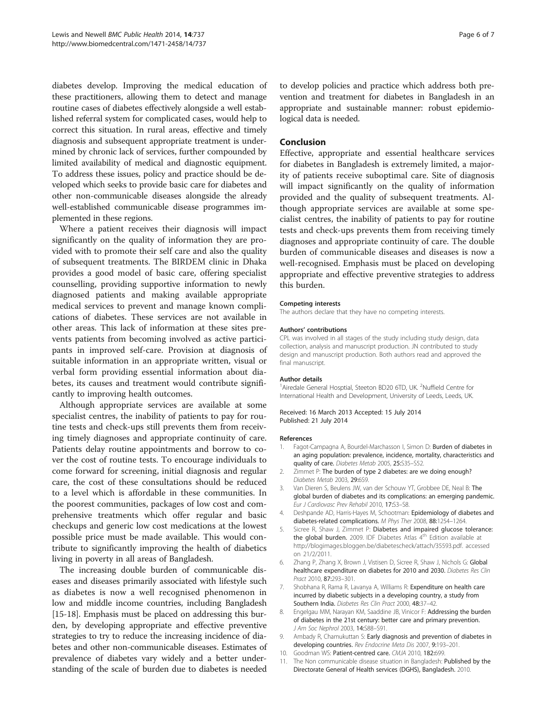diabetes develop. Improving the medical education of these practitioners, allowing them to detect and manage routine cases of diabetes effectively alongside a well established referral system for complicated cases, would help to correct this situation. In rural areas, effective and timely diagnosis and subsequent appropriate treatment is undermined by chronic lack of services, further compounded by limited availability of medical and diagnostic equipment. To address these issues, policy and practice should be developed which seeks to provide basic care for diabetes and other non-communicable diseases alongside the already well-established communicable disease programmes implemented in these regions.

Where a patient receives their diagnosis will impact significantly on the quality of information they are provided with to promote their self care and also the quality of subsequent treatments. The BIRDEM clinic in Dhaka provides a good model of basic care, offering specialist counselling, providing supportive information to newly diagnosed patients and making available appropriate medical services to prevent and manage known complications of diabetes. These services are not available in other areas. This lack of information at these sites prevents patients from becoming involved as active participants in improved self-care. Provision at diagnosis of suitable information in an appropriate written, visual or verbal form providing essential information about diabetes, its causes and treatment would contribute significantly to improving health outcomes.

Although appropriate services are available at some specialist centres, the inability of patients to pay for routine tests and check-ups still prevents them from receiving timely diagnoses and appropriate continuity of care. Patients delay routine appointments and borrow to cover the cost of routine tests. To encourage individuals to come forward for screening, initial diagnosis and regular care, the cost of these consultations should be reduced to a level which is affordable in these communities. In the poorest communities, packages of low cost and comprehensive treatments which offer regular and basic checkups and generic low cost medications at the lowest possible price must be made available. This would contribute to significantly improving the health of diabetics living in poverty in all areas of Bangladesh.

The increasing double burden of communicable diseases and diseases primarily associated with lifestyle such as diabetes is now a well recognised phenomenon in low and middle income countries, including Bangladesh [15-18]. Emphasis must be placed on addressing this burden, by developing appropriate and effective preventive strategies to try to reduce the increasing incidence of diabetes and other non-communicable diseases. Estimates of prevalence of diabetes vary widely and a better understanding of the scale of burden due to diabetes is needed to develop policies and practice which address both prevention and treatment for diabetes in Bangladesh in an appropriate and sustainable manner: robust epidemiological data is needed.

## Conclusion

Effective, appropriate and essential healthcare services for diabetes in Bangladesh is extremely limited, a majority of patients receive suboptimal care. Site of diagnosis will impact significantly on the quality of information provided and the quality of subsequent treatments. Although appropriate services are available at some specialist centres, the inability of patients to pay for routine tests and check-ups prevents them from receiving timely diagnoses and appropriate continuity of care. The double burden of communicable diseases and diseases is now a well-recognised. Emphasis must be placed on developing appropriate and effective preventive strategies to address this burden.

#### Competing interests

The authors declare that they have no competing interests.

#### Authors' contributions

CPL was involved in all stages of the study including study design, data collection, analysis and manuscript production. JN contributed to study design and manuscript production. Both authors read and approved the final manuscript.

#### Author details

[1]Airedale General Hosptial, Steeton BD20 6TD, UK. [2]Nuffield Centre for International Health and Development, University of Leeds, Leeds, UK.

Received: 16 March 2013 Accepted: 15 July 2014
Published: 21 July 2014

#### References

1. Fagot-Campagna A, Bourdel-Marchasson I, Simon D: **Burden of diabetes in an aging population: prevalence, incidence, mortality, characteristics and quality of care.** *Diabetes Metab* 2005, **25:**S35–S52.
2. Zimmet P: **The burden of type 2 diabetes: are we doing enough?** *Diabetes Metab* 2003, **29:**6S9.
3. Van Dieren S, Beulens JW, van der Schouw YT, Grobbee DE, Neal B: **The global burden of diabetes and its complications: an emerging pandemic.** *Eur J Cardiovasc Prev Rehabil* 2010, **17:**S3–S8.
4. Deshpande AD, Harris-Hayes M, Schootman: **Epidemiology of diabetes and diabetes-related complications.** *M Phys Ther* 2008, **88:**1254–1264.
5. Sicree R, Shaw J, Zimmet P: **Diabetes and impaired glucose tolerance: the global burden.** 2009. IDF Diabetes Atlas 4th Edition available at http://blogimages.bloggen.be/diabetescheck/attach/35593.pdf. accessed on 21/2/2011.
6. Zhang P, Zhang X, Brown J, Vistisen D, Sicree R, Shaw J, Nichols G: **Global healthcare expenditure on diabetes for 2010 and 2030.** *Diabetes Res Clin Pract* 2010, **87:**293–301.
7. Shobhana R, Rama R, Lavanya A, Williams R: **Expenditure on health care incurred by diabetic subjects in a developing country, a study from Southern India.** *Diabetes Res Clin Pract* 2000, **48:**37–42.
8. Engelgau MM, Narayan KM, Saaddine JB, Vinicor F: **Addressing the burden of diabetes in the 21st century: better care and primary prevention.** *J Am Soc Nephrol* 2003, **14:**S88–S91.
9. Ambady R, Chamukuttan S: **Early diagnosis and prevention of diabetes in developing countries.** *Rev Endocrine Meta Dis* 2007, **9:**193–201.
10. Goodman WS: **Patient-centred care.** *CMJA* 2010, 182:699.
11. The Non communicable disease situation in Bangladesh: **Published by the Directorate General of Health services (DGHS), Bangladesh.** 2010.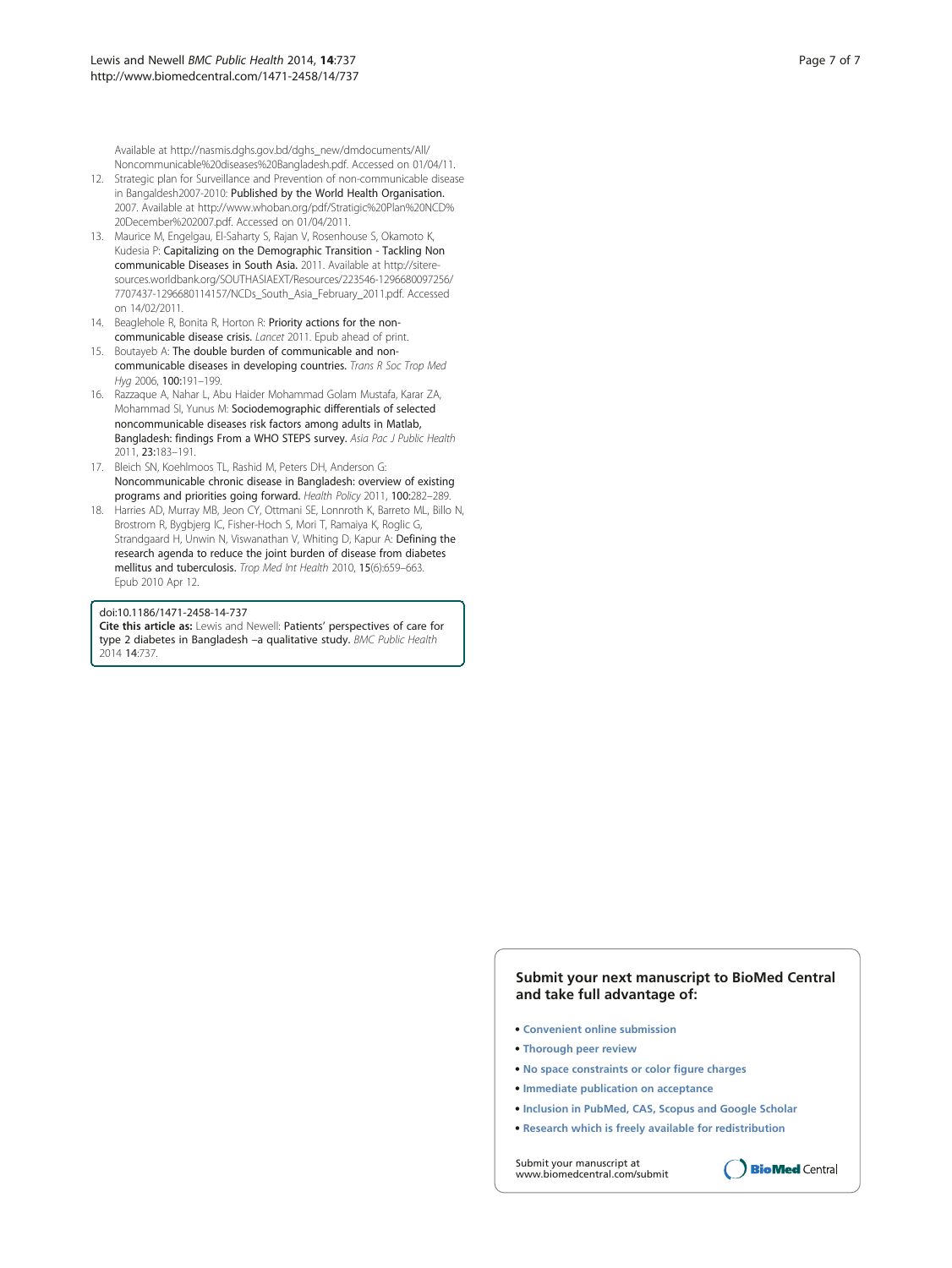Available at http://nasmis.dghs.gov.bd/dghs_new/dmdocuments/All/Noncommunicable%20diseases%20Bangladesh.pdf. Accessed on 01/04/11.

12. Strategic plan for Surveillance and Prevention of non-communicable disease in Bangaldesh2007-2010: Published by the World Health Organisation. 2007. Available at http://www.whoban.org/pdf/Stratigic%20Plan%20NCD%20December%202007.pdf. Accessed on 01/04/2011.
13. Maurice M, Engelgau, El-Saharty S, Rajan V, Rosenhouse S, Okamoto K, Kudesia P: Capitalizing on the Demographic Transition - Tackling Non communicable Diseases in South Asia. 2011. Available at http://siteresources.worldbank.org/SOUTHASIAEXT/Resources/223546-1296680097256/7707437-1296680114157/NCDs_South_Asia_February_2011.pdf. Accessed on 14/02/2011.
14. Beaglehole R, Bonita R, Horton R: Priority actions for the non-communicable disease crisis. *Lancet* 2011. Epub ahead of print.
15. Boutayeb A: The double burden of communicable and non-communicable diseases in developing countries. *Trans R Soc Trop Med Hyg* 2006, **100**:191–199.
16. Razzaque A, Nahar L, Abu Haider Mohammad Golam Mustafa, Karar ZA, Mohammad SI, Yunus M: Sociodemographic differentials of selected noncommunicable diseases risk factors among adults in Matlab, Bangladesh: findings From a WHO STEPS survey. *Asia Pac J Public Health* 2011, **23**:183–191.
17. Bleich SN, Koehlmoos TL, Rashid M, Peters DH, Anderson G: Noncommunicable chronic disease in Bangladesh: overview of existing programs and priorities going forward. *Health Policy* 2011, **100**:282–289.
18. Harries AD, Murray MB, Jeon CY, Ottmani SE, Lonnroth K, Barreto ML, Billo N, Brostrom R, Bygbjerg IC, Fisher-Hoch S, Mori T, Ramaiya K, Roglic G, Strandgaard H, Unwin N, Viswanathan V, Whiting D, Kapur A: Defining the research agenda to reduce the joint burden of disease from diabetes mellitus and tuberculosis. *Trop Med Int Health* 2010, **15**(6):659–663. Epub 2010 Apr 12.

doi:10.1186/1471-2458-14-737

**Cite this article as:** Lewis and Newell: Patients' perspectives of care for type 2 diabetes in Bangladesh –a qualitative study. *BMC Public Health* 2014 **14**:737.

**Submit your next manuscript to BioMed Central and take full advantage of:**

- **Convenient online submission**
- **Thorough peer review**
- **No space constraints or color figure charges**
- **Immediate publication on acceptance**
- **Inclusion in PubMed, CAS, Scopus and Google Scholar**
- **Research which is freely available for redistribution**

Submit your manuscript at
www.biomedcentral.com/submit

BioMed Central